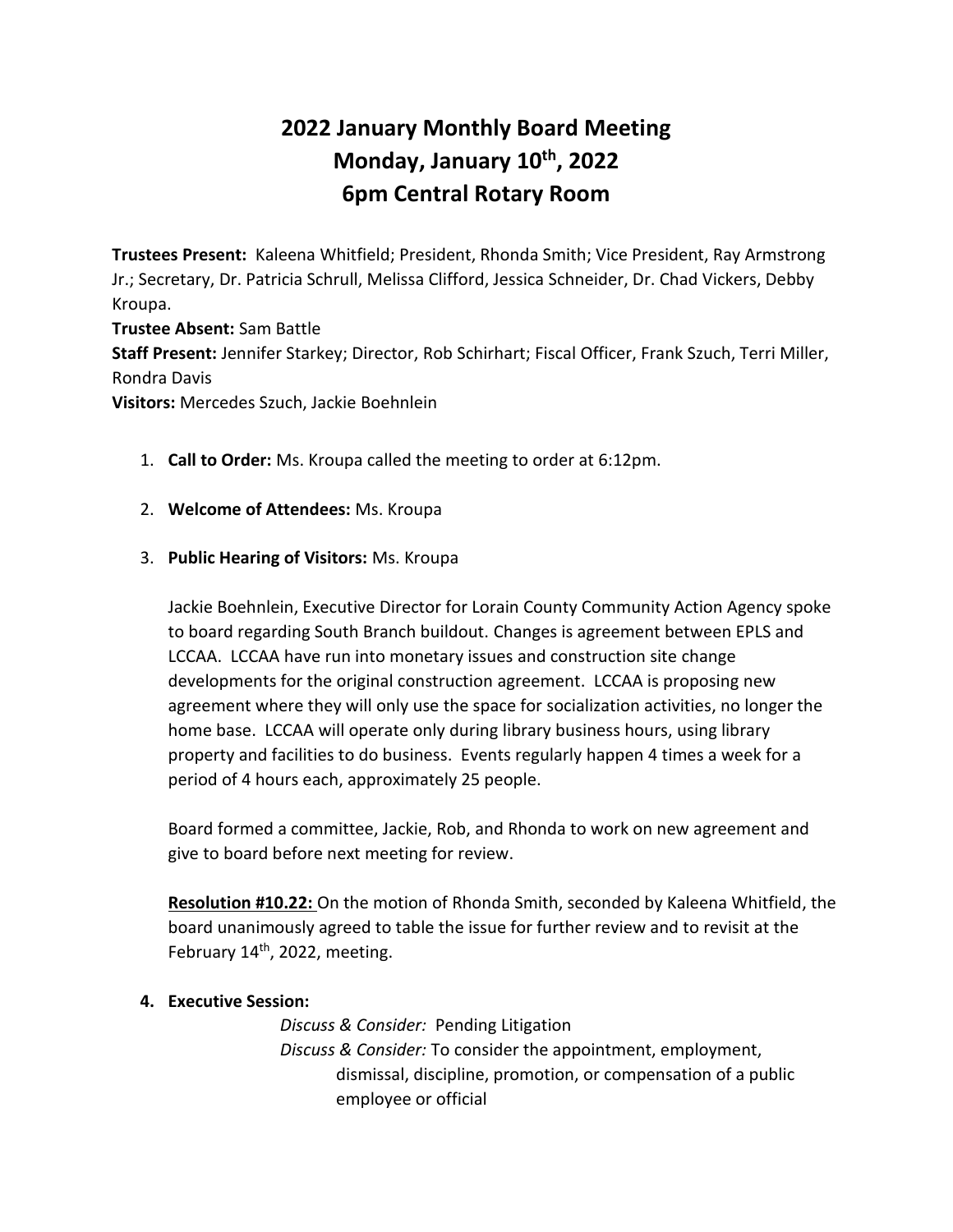# 2022 January Monthly Board Meeting
# Monday, January 10th, 2022
# 6pm Central Rotary Room

**Trustees Present:** Kaleena Whitfield; President, Rhonda Smith; Vice President, Ray Armstrong Jr.; Secretary, Dr. Patricia Schrull, Melissa Clifford, Jessica Schneider, Dr. Chad Vickers, Debby Kroupa.
**Trustee Absent:** Sam Battle
**Staff Present:** Jennifer Starkey; Director, Rob Schirhart; Fiscal Officer, Frank Szuch, Terri Miller, Rondra Davis
**Visitors:** Mercedes Szuch, Jackie Boehnlein

1. **Call to Order:** Ms. Kroupa called the meeting to order at 6:12pm.

2. **Welcome of Attendees:** Ms. Kroupa

3. **Public Hearing of Visitors:** Ms. Kroupa

   Jackie Boehnlein, Executive Director for Lorain County Community Action Agency spoke to board regarding South Branch buildout. Changes is agreement between EPLS and LCCAA. LCCAA have run into monetary issues and construction site change developments for the original construction agreement. LCCAA is proposing new agreement where they will only use the space for socialization activities, no longer the home base. LCCAA will operate only during library business hours, using library property and facilities to do business. Events regularly happen 4 times a week for a period of 4 hours each, approximately 25 people.

   Board formed a committee, Jackie, Rob, and Rhonda to work on new agreement and give to board before next meeting for review.

   **Resolution #10.22:** On the motion of Rhonda Smith, seconded by Kaleena Whitfield, the board unanimously agreed to table the issue for further review and to revisit at the February 14th, 2022, meeting.

4. **Executive Session:**

   *Discuss & Consider:* Pending Litigation

   *Discuss & Consider:* To consider the appointment, employment, dismissal, discipline, promotion, or compensation of a public employee or official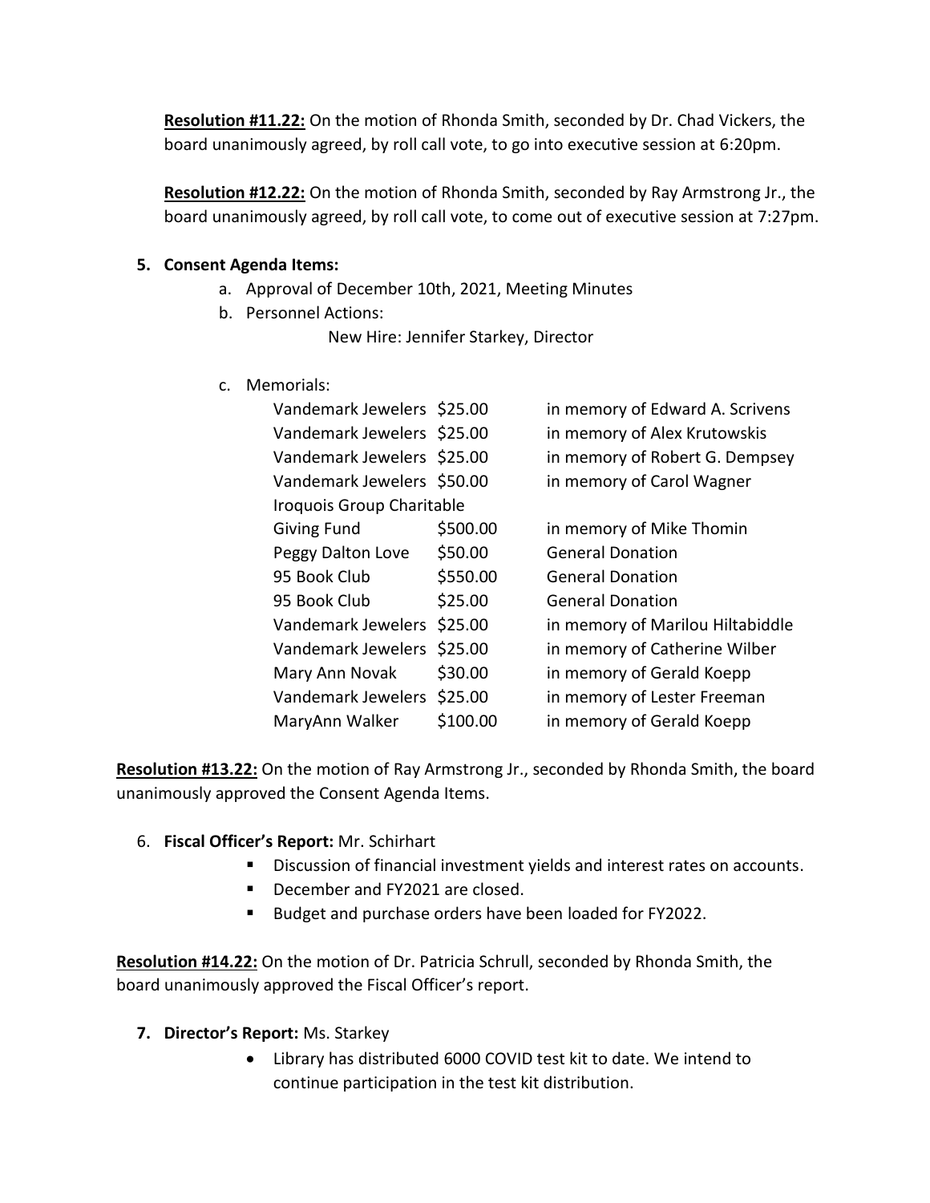**Resolution #11.22:** On the motion of Rhonda Smith, seconded by Dr. Chad Vickers, the board unanimously agreed, by roll call vote, to go into executive session at 6:20pm.

**Resolution #12.22:** On the motion of Rhonda Smith, seconded by Ray Armstrong Jr., the board unanimously agreed, by roll call vote, to come out of executive session at 7:27pm.

5. **Consent Agenda Items:**
   a. Approval of December 10th, 2021, Meeting Minutes
   b. Personnel Actions:
      New Hire: Jennifer Starkey, Director
   c. Memorials:

| Donor | Amount | Purpose |
|---|---|---|
| Vandemark Jewelers | $25.00 | in memory of Edward A. Scrivens |
| Vandemark Jewelers | $25.00 | in memory of Alex Krutowskis |
| Vandemark Jewelers | $25.00 | in memory of Robert G. Dempsey |
| Vandemark Jewelers | $50.00 | in memory of Carol Wagner |
| Iroquois Group Charitable Giving Fund | $500.00 | in memory of Mike Thomin |
| Peggy Dalton Love | $50.00 | General Donation |
| 95 Book Club | $550.00 | General Donation |
| 95 Book Club | $25.00 | General Donation |
| Vandemark Jewelers | $25.00 | in memory of Marilou Hiltabiddle |
| Vandemark Jewelers | $25.00 | in memory of Catherine Wilber |
| Mary Ann Novak | $30.00 | in memory of Gerald Koepp |
| Vandemark Jewelers | $25.00 | in memory of Lester Freeman |
| MaryAnn Walker | $100.00 | in memory of Gerald Koepp |

**Resolution #13.22:** On the motion of Ray Armstrong Jr., seconded by Rhonda Smith, the board unanimously approved the Consent Agenda Items.

6. **Fiscal Officer's Report:** Mr. Schirhart
   - Discussion of financial investment yields and interest rates on accounts.
   - December and FY2021 are closed.
   - Budget and purchase orders have been loaded for FY2022.

**Resolution #14.22:** On the motion of Dr. Patricia Schrull, seconded by Rhonda Smith, the board unanimously approved the Fiscal Officer's report.

7. **Director's Report:** Ms. Starkey
   - Library has distributed 6000 COVID test kit to date. We intend to continue participation in the test kit distribution.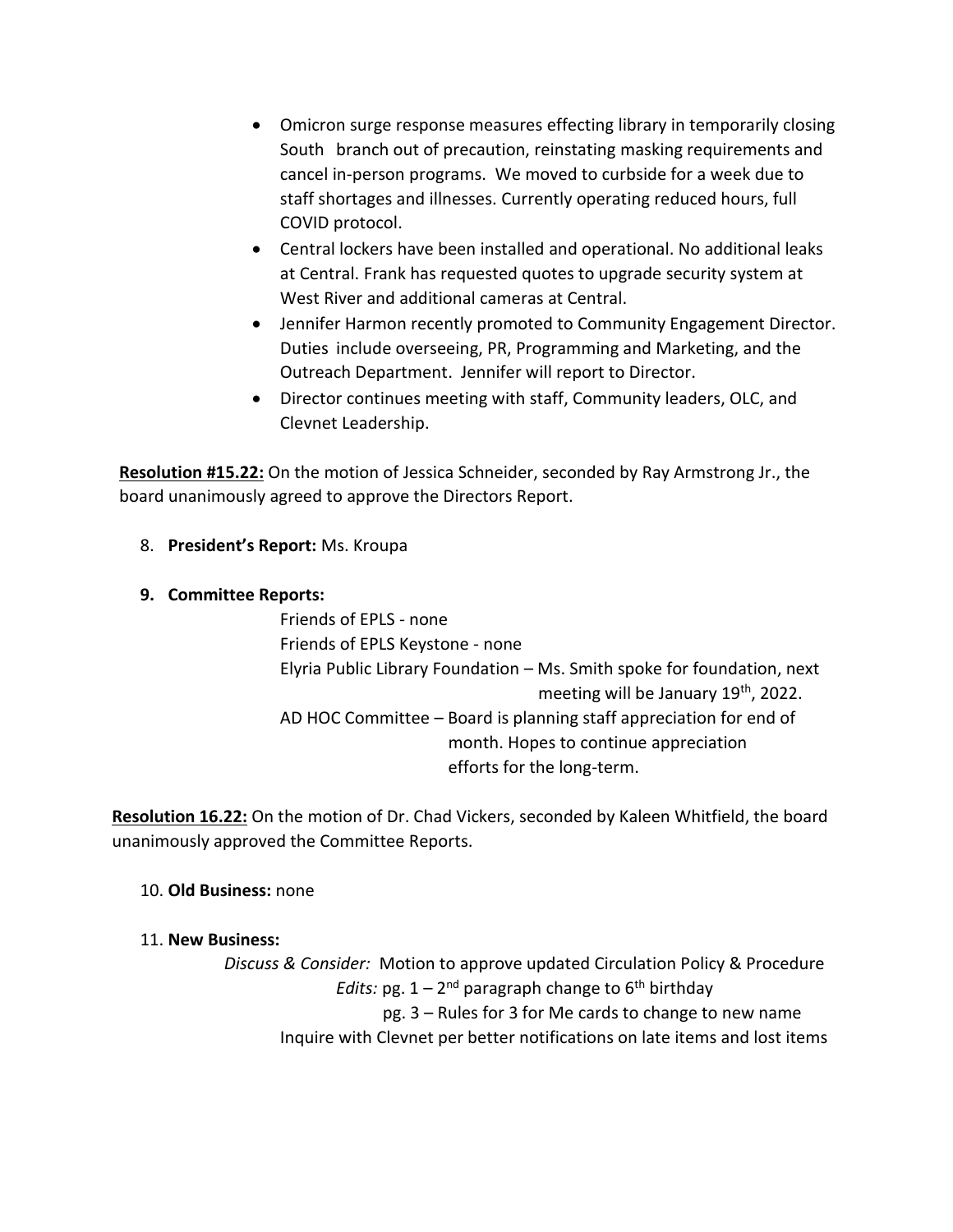- Omicron surge response measures effecting library in temporarily closing South branch out of precaution, reinstating masking requirements and cancel in-person programs. We moved to curbside for a week due to staff shortages and illnesses. Currently operating reduced hours, full COVID protocol.
- Central lockers have been installed and operational. No additional leaks at Central. Frank has requested quotes to upgrade security system at West River and additional cameras at Central.
- Jennifer Harmon recently promoted to Community Engagement Director. Duties include overseeing, PR, Programming and Marketing, and the Outreach Department. Jennifer will report to Director.
- Director continues meeting with staff, Community leaders, OLC, and Clevnet Leadership.

**Resolution #15.22:** On the motion of Jessica Schneider, seconded by Ray Armstrong Jr., the board unanimously agreed to approve the Directors Report.

8. **President's Report:** Ms. Kroupa

9. **Committee Reports:**

   Friends of EPLS - none

   Friends of EPLS Keystone - none

   Elyria Public Library Foundation – Ms. Smith spoke for foundation, next meeting will be January 19th, 2022.

   AD HOC Committee – Board is planning staff appreciation for end of month. Hopes to continue appreciation efforts for the long-term.

**Resolution 16.22:** On the motion of Dr. Chad Vickers, seconded by Kaleen Whitfield, the board unanimously approved the Committee Reports.

10. **Old Business:** none

11. **New Business:**

    *Discuss & Consider:* Motion to approve updated Circulation Policy & Procedure

    *Edits:* pg. 1 – 2nd paragraph change to 6th birthday

    pg. 3 – Rules for 3 for Me cards to change to new name

    Inquire with Clevnet per better notifications on late items and lost items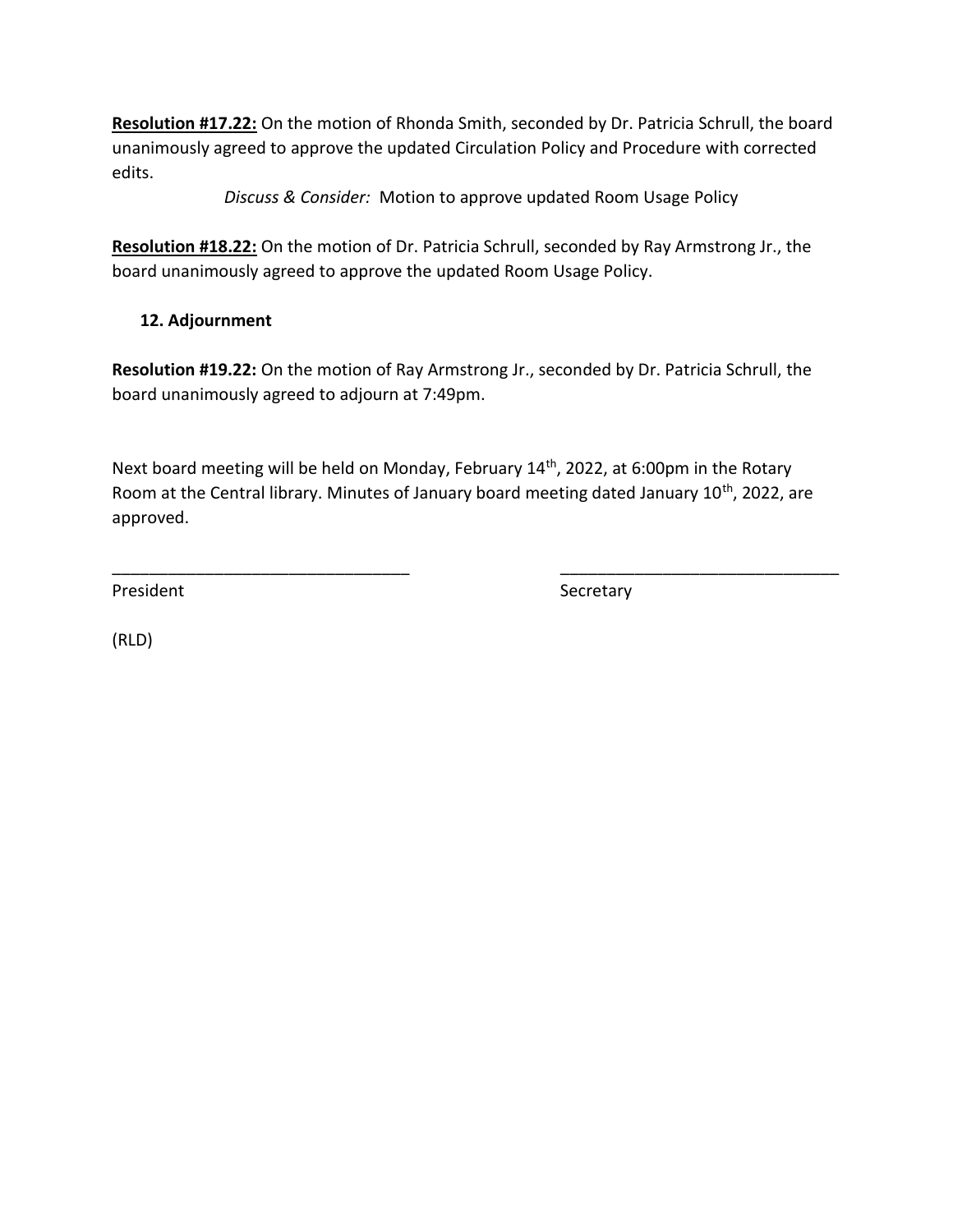**Resolution #17.22:** On the motion of Rhonda Smith, seconded by Dr. Patricia Schrull, the board unanimously agreed to approve the updated Circulation Policy and Procedure with corrected edits.

*Discuss & Consider:* Motion to approve updated Room Usage Policy

**Resolution #18.22:** On the motion of Dr. Patricia Schrull, seconded by Ray Armstrong Jr., the board unanimously agreed to approve the updated Room Usage Policy.

**12. Adjournment**

**Resolution #19.22:** On the motion of Ray Armstrong Jr., seconded by Dr. Patricia Schrull, the board unanimously agreed to adjourn at 7:49pm.

Next board meeting will be held on Monday, February 14th, 2022, at 6:00pm in the Rotary Room at the Central library. Minutes of January board meeting dated January 10th, 2022, are approved.

________________________________ ______________________________

President Secretary

(RLD)